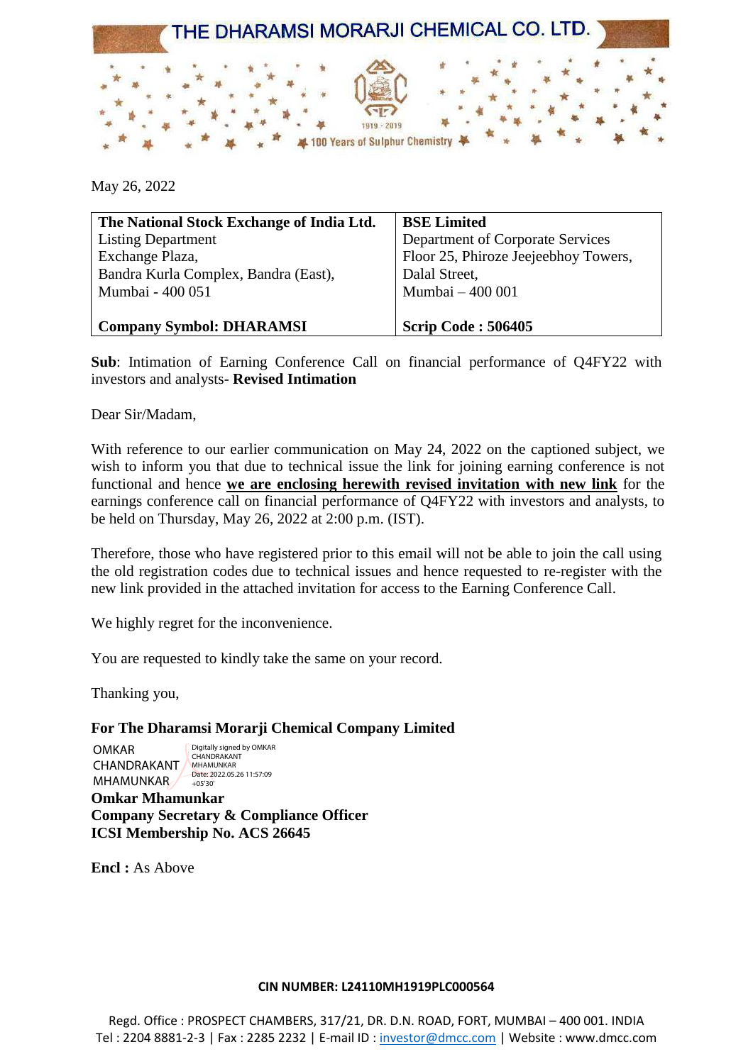# THE DHARAMSI MORARJI CHEMICAL CO. LTD.

1919 - 2019

100 Years of Sulphur Chemistry

May 26, 2022

| **The National Stock Exchange of India Ltd.** | **BSE Limited** |
|---|---|
| Listing Department<br>Exchange Plaza,<br>Bandra Kurla Complex, Bandra (East),<br>Mumbai - 400 051 | Department of Corporate Services<br>Floor 25, Phiroze Jeejeebhoy Towers,<br>Dalal Street,<br>Mumbai – 400 001 |
| **Company Symbol: DHARAMSI** | **Scrip Code : 506405** |

**Sub**: Intimation of Earning Conference Call on financial performance of Q4FY22 with investors and analysts- **Revised Intimation**

Dear Sir/Madam,

With reference to our earlier communication on May 24, 2022 on the captioned subject, we wish to inform you that due to technical issue the link for joining earning conference is not functional and hence **we are enclosing herewith revised invitation with new link** for the earnings conference call on financial performance of Q4FY22 with investors and analysts, to be held on Thursday, May 26, 2022 at 2:00 p.m. (IST).

Therefore, those who have registered prior to this email will not be able to join the call using the old registration codes due to technical issues and hence requested to re-register with the new link provided in the attached invitation for access to the Earning Conference Call.

We highly regret for the inconvenience.

You are requested to kindly take the same on your record.

Thanking you,

**For The Dharamsi Morarji Chemical Company Limited**

OMKAR CHANDRAKANT MHAMUNKAR
Digitally signed by OMKAR CHANDRAKANT MHAMUNKAR
Date: 2022.05.26 11:57:09 +05'30'

**Omkar Mhamunkar**
**Company Secretary & Compliance Officer**
**ICSI Membership No. ACS 26645**

**Encl :** As Above

**CIN NUMBER: L24110MH1919PLC000564**

Regd. Office : PROSPECT CHAMBERS, 317/21, DR. D.N. ROAD, FORT, MUMBAI – 400 001. INDIA
Tel : 2204 8881-2-3 | Fax : 2285 2232 | E-mail ID : investor@dmcc.com | Website : www.dmcc.com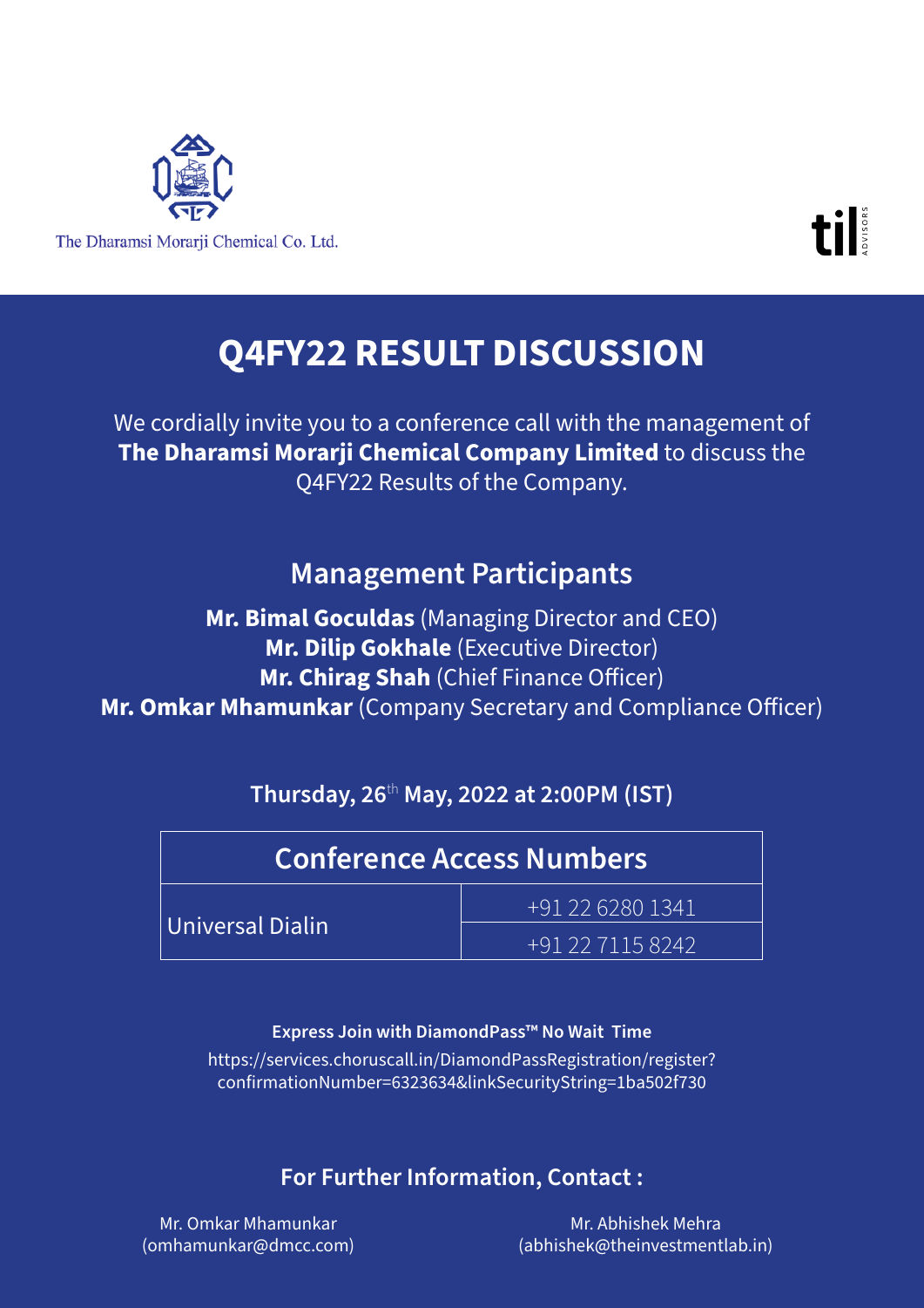The Dharamsi Morarji Chemical Co. Ltd.

til ADVISORS

# Q4FY22 RESULT DISCUSSION

We cordially invite you to a conference call with the management of **The Dharamsi Morarji Chemical Company Limited** to discuss the Q4FY22 Results of the Company.

## Management Participants

**Mr. Bimal Goculdas** (Managing Director and CEO)
**Mr. Dilip Gokhale** (Executive Director)
**Mr. Chirag Shah** (Chief Finance Officer)
**Mr. Omkar Mhamunkar** (Company Secretary and Compliance Officer)

**Thursday, 26th May, 2022 at 2:00PM (IST)**

| Conference Access Numbers | |
|---|---|
| Universal Dialin | +91 22 6280 1341 |
| | +91 22 7115 8242 |

**Express Join with DiamondPass™ No Wait Time**

https://services.choruscall.in/DiamondPassRegistration/register?confirmationNumber=6323634&linkSecurityString=1ba502f730

## For Further Information, Contact :

Mr. Omkar Mhamunkar
(omhamunkar@dmcc.com)

Mr. Abhishek Mehra
(abhishek@theinvestmentlab.in)